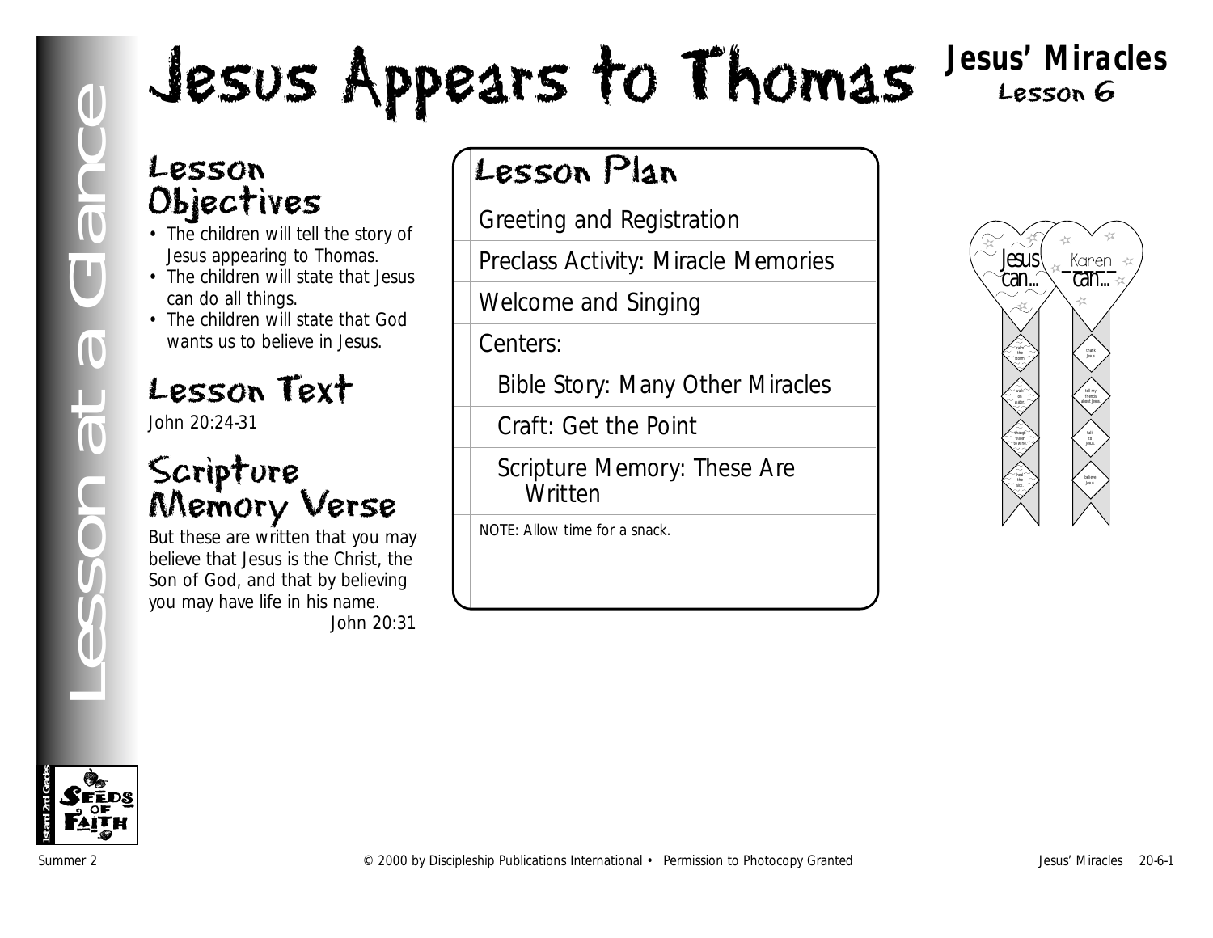# Jesus Appears to Thomas

**Jesus' Miracles**
Lesson 6

Lesson at a Glance

## Lesson Objectives

- The children will tell the story of Jesus appearing to Thomas.
- The children will state that Jesus can do all things.
- The children will state that God wants us to believe in Jesus.

## Lesson Text

John 20:24-31

## Scripture Memory Verse

But these are written that you may believe that Jesus is the Christ, the Son of God, and that by believing you may have life in his name.
John 20:31

## Lesson Plan

Greeting and Registration

Preclass Activity: Miracle Memories

Welcome and Singing

Centers:

- Bible Story: Many Other Miracles
- Craft: Get the Point
- Scripture Memory: These Are Written

NOTE: Allow time for a snack.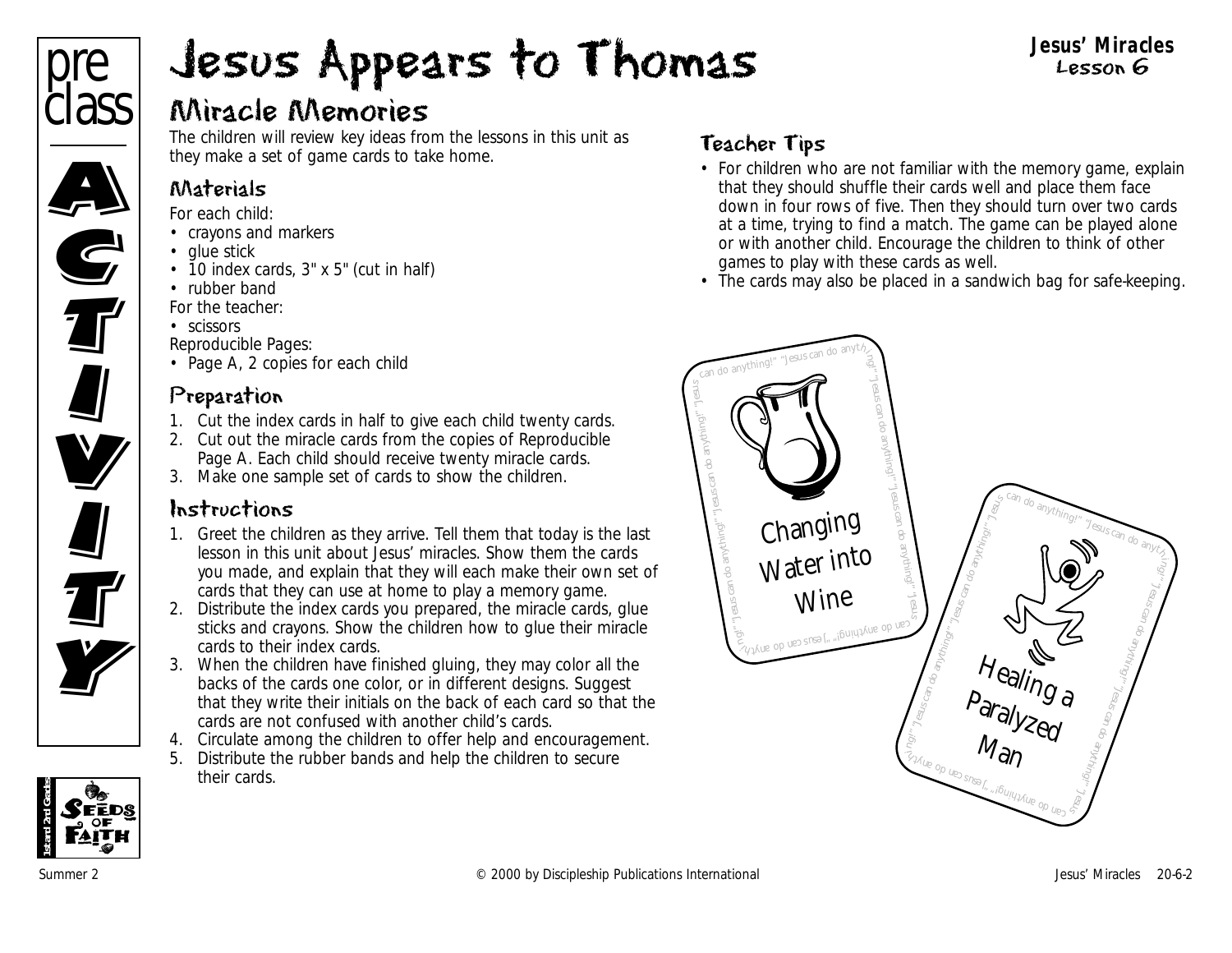# Jesus Appears to Thomas

**Jesus' Miracles**
Lesson 6

pre class ACTIVITY

## Miracle Memories

The children will review key ideas from the lessons in this unit as they make a set of game cards to take home.

### Materials

For each child:

- crayons and markers
- glue stick
- 10 index cards, 3" x 5" (cut in half)
- rubber band

For the teacher:

- scissors

Reproducible Pages:

- Page A, 2 copies for each child

### Preparation

1. Cut the index cards in half to give each child twenty cards.
2. Cut out the miracle cards from the copies of Reproducible Page A. Each child should receive twenty miracle cards.
3. Make one sample set of cards to show the children.

### Instructions

1. Greet the children as they arrive. Tell them that today is the last lesson in this unit about Jesus' miracles. Show them the cards you made, and explain that they will each make their own set of cards that they can use at home to play a memory game.
2. Distribute the index cards you prepared, the miracle cards, glue sticks and crayons. Show the children how to glue their miracle cards to their index cards.
3. When the children have finished gluing, they may color all the backs of the cards one color, or in different designs. Suggest that they write their initials on the back of each card so that the cards are not confused with another child's cards.
4. Circulate among the children to offer help and encouragement.
5. Distribute the rubber bands and help the children to secure their cards.

### Teacher Tips

- For children who are not familiar with the memory game, explain that they should shuffle their cards well and place them face down in four rows of five. Then they should turn over two cards at a time, trying to find a match. The game can be played alone or with another child. Encourage the children to think of other games to play with these cards as well.
- The cards may also be placed in a sandwich bag for safe-keeping.

"Jesus can do anything!"

Changing Water into Wine

"Jesus can do anything!"

Healing a Paralyzed Man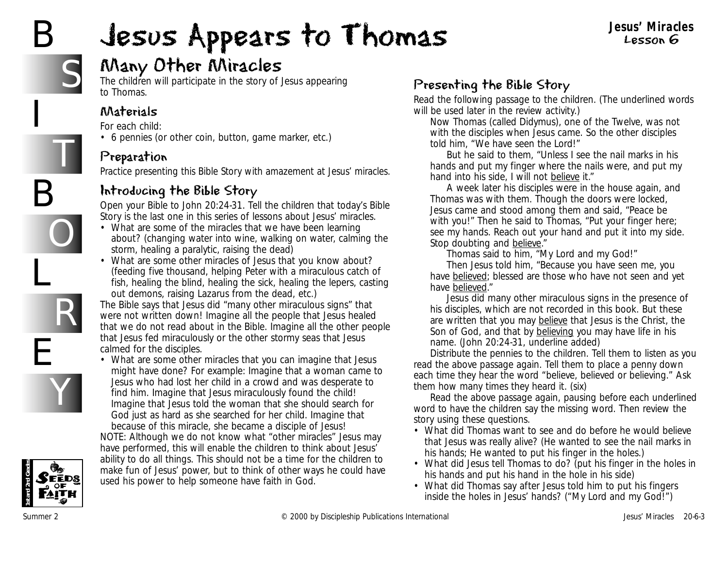# Jesus Appears to Thomas

## Many Other Miracles

The children will participate in the story of Jesus appearing to Thomas.

### Materials

For each child:

- 6 pennies (or other coin, button, game marker, etc.)

### Preparation

Practice presenting this Bible Story with amazement at Jesus' miracles.

### Introducing the Bible Story

Open your Bible to John 20:24-31. Tell the children that today's Bible Story is the last one in this series of lessons about Jesus' miracles.

- What are some of the miracles that we have been learning about? (changing water into wine, walking on water, calming the storm, healing a paralytic, raising the dead)
- What are some other miracles of Jesus that you know about? (feeding five thousand, helping Peter with a miraculous catch of fish, healing the blind, healing the sick, healing the lepers, casting out demons, raising Lazarus from the dead, etc.)

The Bible says that Jesus did "many other miraculous signs" that were not written down! Imagine all the people that Jesus healed that we do not read about in the Bible. Imagine all the other people that Jesus fed miraculously or the other stormy seas that Jesus calmed for the disciples.

- What are some other miracles that you can imagine that Jesus might have done? For example: Imagine that a woman came to Jesus who had lost her child in a crowd and was desperate to find him. Imagine that Jesus miraculously found the child! Imagine that Jesus told the woman that she should search for God just as hard as she searched for her child. Imagine that because of this miracle, she became a disciple of Jesus!

NOTE: Although we do not know what "other miracles" Jesus may have performed, this will enable the children to think about Jesus' ability to do all things. This should not be a time for the children to make fun of Jesus' power, but to think of other ways he could have used his power to help someone have faith in God.

### Presenting the Bible Story

Read the following passage to the children. (The underlined words will be used later in the review activity.)

> Now Thomas (called Didymus), one of the Twelve, was not with the disciples when Jesus came. So the other disciples told him, "We have seen the Lord!"
>
> But he said to them, "Unless I see the nail marks in his hands and put my finger where the nails were, and put my hand into his side, I will not <u>believe</u> it."
>
> A week later his disciples were in the house again, and Thomas was with them. Though the doors were locked, Jesus came and stood among them and said, "Peace be with you!" Then he said to Thomas, "Put your finger here; see my hands. Reach out your hand and put it into my side. Stop doubting and <u>believe</u>."
>
> Thomas said to him, "My Lord and my God!"
>
> Then Jesus told him, "Because you have seen me, you have <u>believed</u>; blessed are those who have not seen and yet have <u>believed</u>."
>
> Jesus did many other miraculous signs in the presence of his disciples, which are not recorded in this book. But these are written that you may <u>believe</u> that Jesus is the Christ, the Son of God, and that by <u>believing</u> you may have life in his name. (John 20:24-31, underline added)

Distribute the pennies to the children. Tell them to listen as you read the above passage again. Tell them to place a penny down each time they hear the word "believe, believed or believing." Ask them how many times they heard it. (six)

Read the above passage again, pausing before each underlined word to have the children say the missing word. Then review the story using these questions.

- What did Thomas want to see and do before he would believe that Jesus was really alive? (He wanted to see the nail marks in his hands; He wanted to put his finger in the holes.)
- What did Jesus tell Thomas to do? (put his finger in the holes in his hands and put his hand in the hole in his side)
- What did Thomas say after Jesus told him to put his fingers inside the holes in Jesus' hands? ("My Lord and my God!")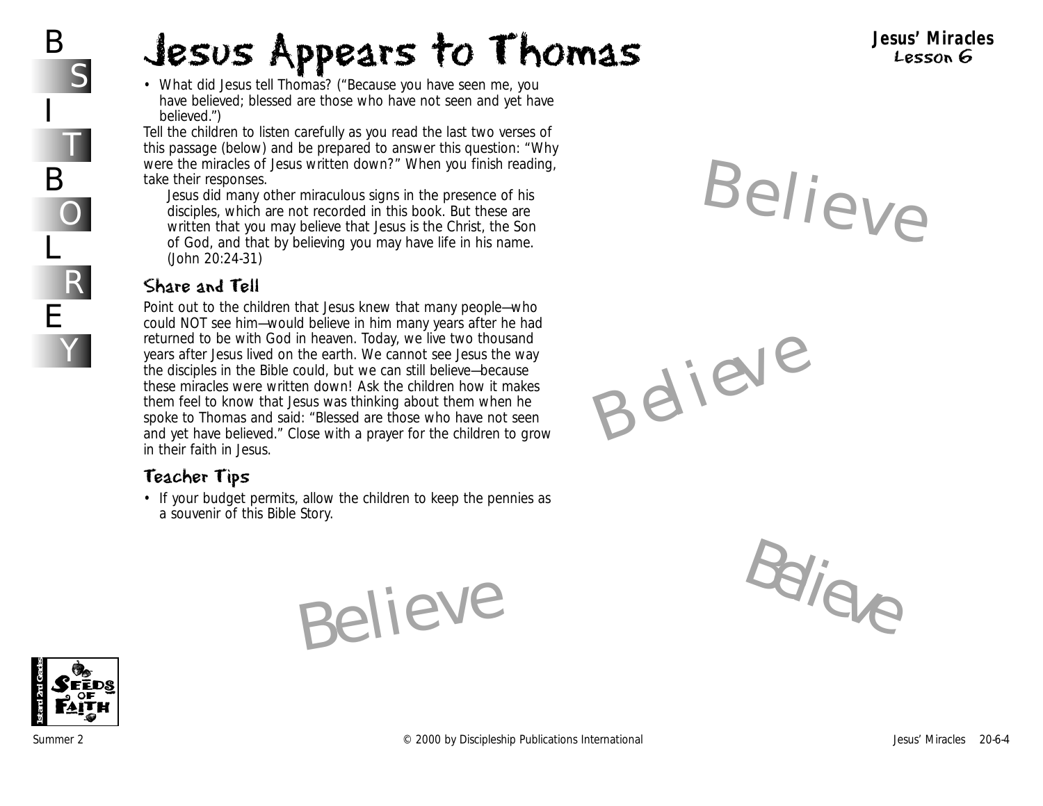# Jesus Appears to Thomas

- What did Jesus tell Thomas? ("Because you have seen me, you have believed; blessed are those who have not seen and yet have believed.")

Tell the children to listen carefully as you read the last two verses of this passage (below) and be prepared to answer this question: "Why were the miracles of Jesus written down?" When you finish reading, take their responses.

> Jesus did many other miraculous signs in the presence of his disciples, which are not recorded in this book. But these are written that you may believe that Jesus is the Christ, the Son of God, and that by believing you may have life in his name. (John 20:24-31)

## Share and Tell

Point out to the children that Jesus knew that many people—who could NOT see him—would believe in him many years after he had returned to be with God in heaven. Today, we live two thousand years after Jesus lived on the earth. We cannot see Jesus the way the disciples in the Bible could, but we can still believe—because these miracles were written down! Ask the children how it makes them feel to know that Jesus was thinking about them when he spoke to Thomas and said: "Blessed are those who have not seen and yet have believed." Close with a prayer for the children to grow in their faith in Jesus.

## Teacher Tips

- If your budget permits, allow the children to keep the pennies as a souvenir of this Bible Story.

Believe

Believe

Believe

Believe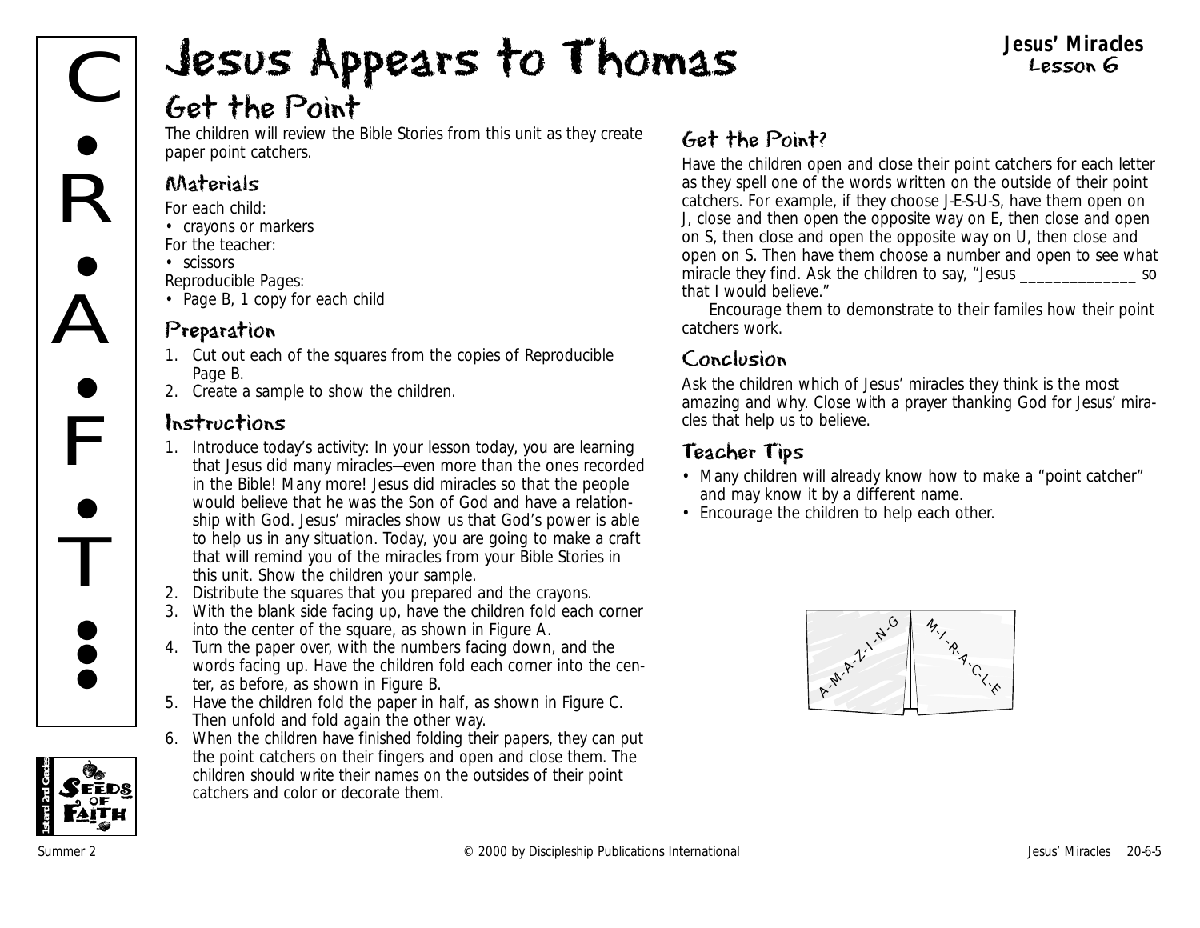# Jesus Appears to Thomas

## Get the Point

The children will review the Bible Stories from this unit as they create paper point catchers.

### Materials

For each child:
- crayons or markers

For the teacher:
- scissors

Reproducible Pages:
- Page B, 1 copy for each child

### Preparation

1. Cut out each of the squares from the copies of Reproducible Page B.
2. Create a sample to show the children.

### Instructions

1. Introduce today's activity: In your lesson today, you are learning that Jesus did many miracles—even more than the ones recorded in the Bible! Many more! Jesus did miracles so that the people would believe that he was the Son of God and have a relationship with God. Jesus' miracles show us that God's power is able to help us in any situation. Today, you are going to make a craft that will remind you of the miracles from your Bible Stories in this unit. Show the children your sample.
2. Distribute the squares that you prepared and the crayons.
3. With the blank side facing up, have the children fold each corner into the center of the square, as shown in Figure A.
4. Turn the paper over, with the numbers facing down, and the words facing up. Have the children fold each corner into the center, as before, as shown in Figure B.
5. Have the children fold the paper in half, as shown in Figure C. Then unfold and fold again the other way.
6. When the children have finished folding their papers, they can put the point catchers on their fingers and open and close them. The children should write their names on the outsides of their point catchers and color or decorate them.

### Get the Point?

Have the children open and close their point catchers for each letter as they spell one of the words written on the outside of their point catchers. For example, if they choose J-E-S-U-S, have them open on J, close and then open the opposite way on E, then close and open on S, then close and open the opposite way on U, then close and open on S. Then have them choose a number and open to see what miracle they find. Ask the children to say, "Jesus _____________ so that I would believe."

Encourage them to demonstrate to their familes how their point catchers work.

### Conclusion

Ask the children which of Jesus' miracles they think is the most amazing and why. Close with a prayer thanking God for Jesus' miracles that help us to believe.

### Teacher Tips

- Many children will already know how to make a "point catcher" and may know it by a different name.
- Encourage the children to help each other.

A-M-A-Z-I-N-G M-I-R-A-C-L-E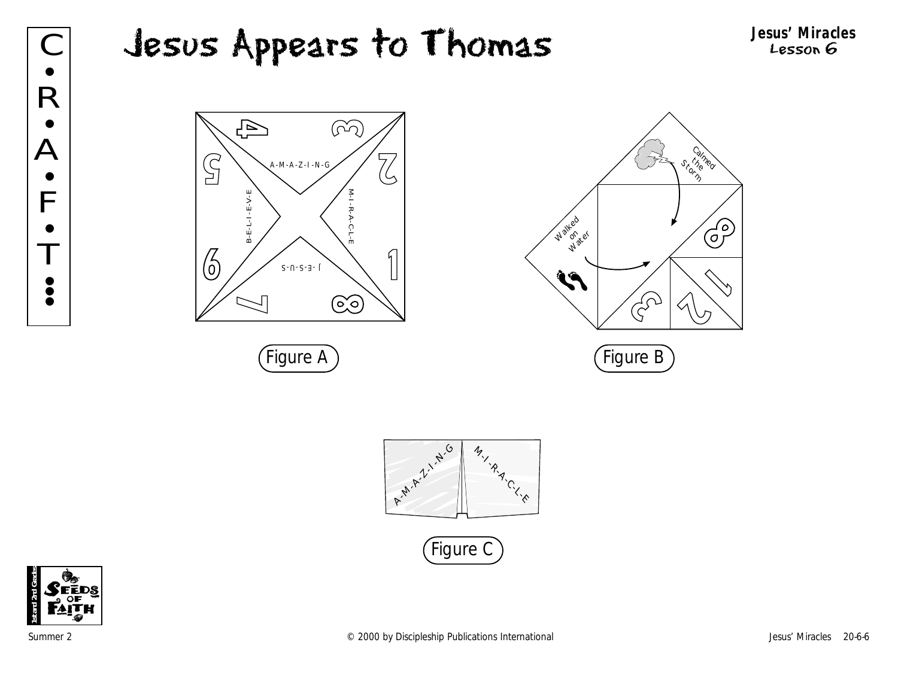# Jesus Appears to Thomas

A-M-A-Z-I-N-G

M-I-R-A-C-L-E

J-E-S-U-S

B-E-L-I-E-V-E

Figure A

Calmed the Storm

Walked on Water

Figure B

A-M-A-Z-I-N-G

M-I-R-A-C-L-E

Figure C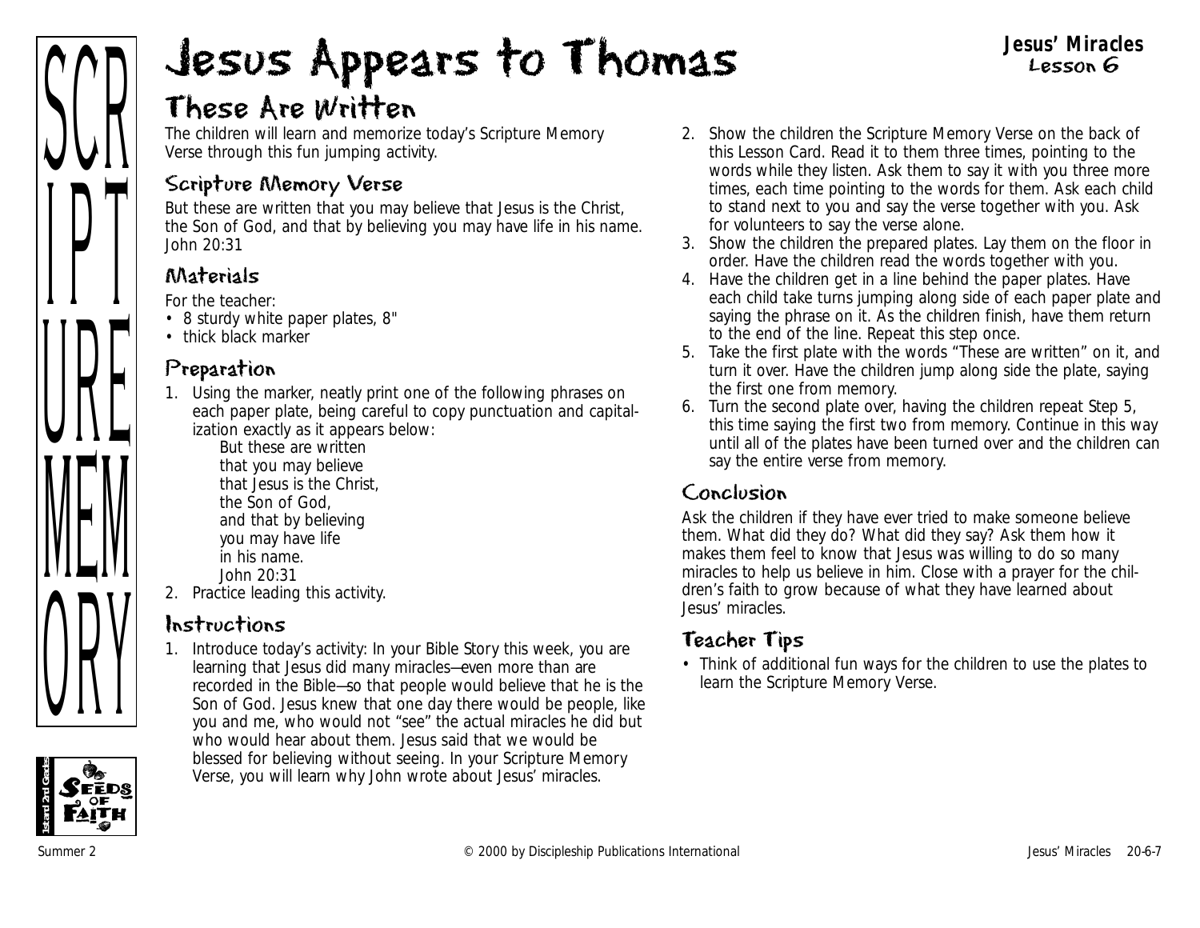# Jesus Appears to Thomas

**Jesus' Miracles**
Lesson 6

## These Are Written

The children will learn and memorize today's Scripture Memory Verse through this fun jumping activity.

### Scripture Memory Verse

But these are written that you may believe that Jesus is the Christ, the Son of God, and that by believing you may have life in his name. John 20:31

### Materials

For the teacher:

- 8 sturdy white paper plates, 8"
- thick black marker

### Preparation

1. Using the marker, neatly print one of the following phrases on each paper plate, being careful to copy punctuation and capitalization exactly as it appears below:
   But these are written
   that you may believe
   that Jesus is the Christ,
   the Son of God,
   and that by believing
   you may have life
   in his name.
   John 20:31
2. Practice leading this activity.

### Instructions

1. Introduce today's activity: *In your Bible Story this week, you are learning that Jesus did many miracles—even more than are recorded in the Bible—so that people would believe that he is the Son of God. Jesus knew that one day there would be people, like you and me, who would not "see" the actual miracles he did but who would hear about them. Jesus said that we would be blessed for believing without seeing. In your Scripture Memory Verse, you will learn why John wrote about Jesus' miracles.*
2. Show the children the Scripture Memory Verse on the back of this Lesson Card. Read it to them three times, pointing to the words while they listen. Ask them to say it with you three more times, each time pointing to the words for them. Ask each child to stand next to you and say the verse together with you. Ask for volunteers to say the verse alone.
3. Show the children the prepared plates. Lay them on the floor in order. Have the children read the words together with you.
4. Have the children get in a line behind the paper plates. Have each child take turns jumping along side of each paper plate and saying the phrase on it. As the children finish, have them return to the end of the line. Repeat this step once.
5. Take the first plate with the words "These are written" on it, and turn it over. Have the children jump along side the plate, saying the first one from memory.
6. Turn the second plate over, having the children repeat Step 5, this time saying the first two from memory. Continue in this way until all of the plates have been turned over and the children can say the entire verse from memory.

### Conclusion

Ask the children if they have ever tried to make someone believe them. What did they do? What did they say? Ask them how it makes them feel to know that Jesus was willing to do so many miracles to help us believe in him. Close with a prayer for the children's faith to grow because of what they have learned about Jesus' miracles.

### Teacher Tips

- Think of additional fun ways for the children to use the plates to learn the Scripture Memory Verse.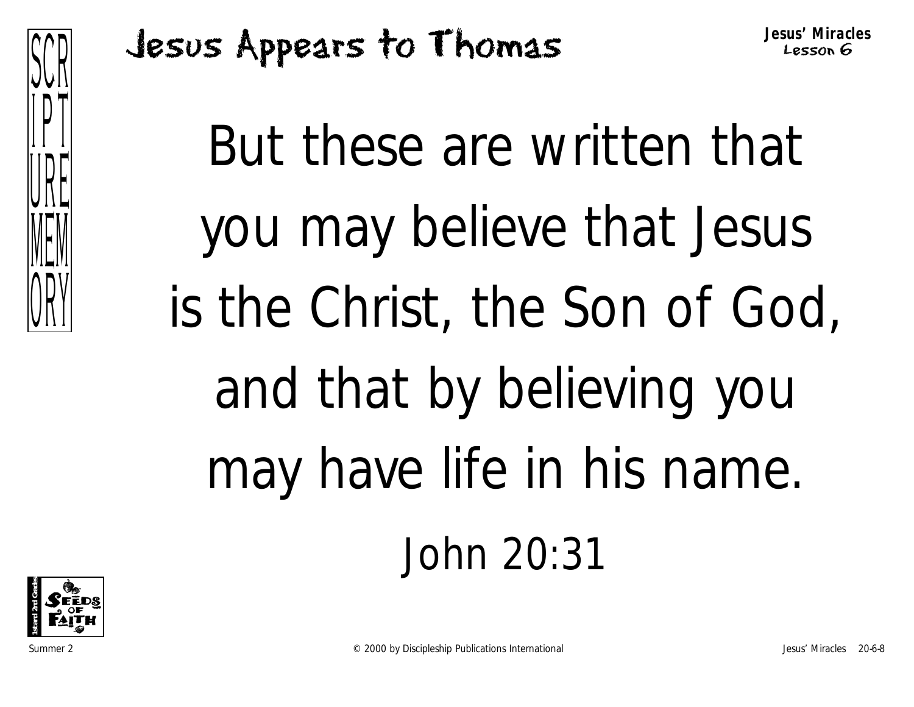# Jesus Appears to Thomas

**Jesus' Miracles**
Lesson 6

SCRIPTURE MEMORY

But these are written that you may believe that Jesus is the Christ, the Son of God, and that by believing you may have life in his name.

John 20:31

Summer 2 © 2000 by Discipleship Publications International Jesus' Miracles 20-6-8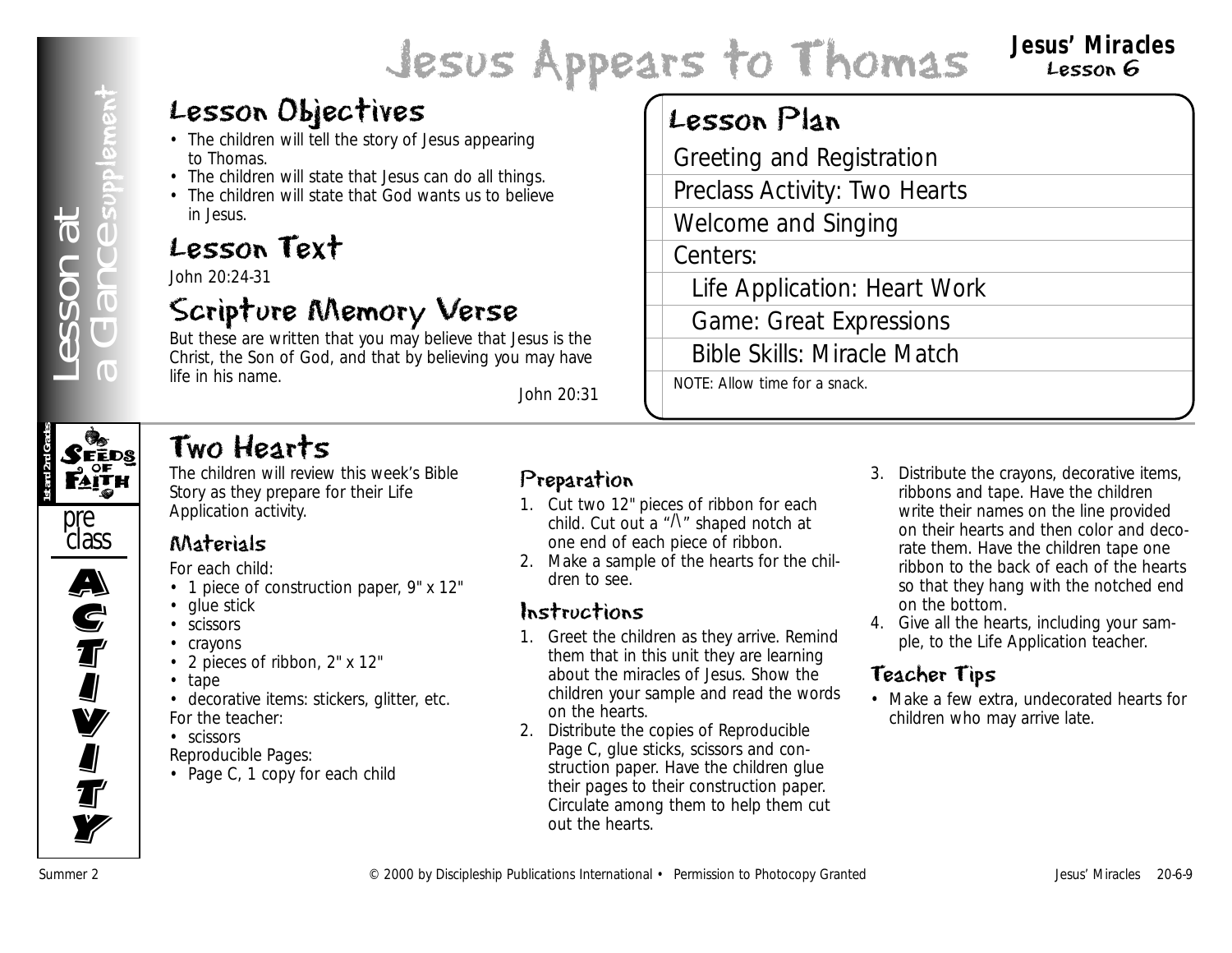# Jesus Appears to Thomas

**Jesus' Miracles**
Lesson 6

Lesson at a Glance supplement

## Lesson Objectives

- The children will tell the story of Jesus appearing to Thomas.
- The children will state that Jesus can do all things.
- The children will state that God wants us to believe in Jesus.

## Lesson Text

John 20:24-31

## Scripture Memory Verse

But these are written that you may believe that Jesus is the Christ, the Son of God, and that by believing you may have life in his name.

John 20:31

## Lesson Plan

| Lesson Plan |
|---|
| Greeting and Registration |
| Preclass Activity: Two Hearts |
| Welcome and Singing |
| Centers: |
| Life Application: Heart Work |
| Game: Great Expressions |
| Bible Skills: Miracle Match |

NOTE: Allow time for a snack.

Seeds of Faith — 1st and 2nd Grades — preclass ACTIVITY

## Two Hearts

The children will review this week's Bible Story as they prepare for their Life Application activity.

### Materials

For each child:
- 1 piece of construction paper, 9" x 12"
- glue stick
- scissors
- crayons
- 2 pieces of ribbon, 2" x 12"
- tape
- decorative items: stickers, glitter, etc.

For the teacher:
- scissors

Reproducible Pages:
- Page C, 1 copy for each child

### Preparation

1. Cut two 12" pieces of ribbon for each child. Cut out a "/\" shaped notch at one end of each piece of ribbon.
2. Make a sample of the hearts for the children to see.

### Instructions

1. Greet the children as they arrive. Remind them that in this unit they are learning about the miracles of Jesus. Show the children your sample and read the words on the hearts.
2. Distribute the copies of Reproducible Page C, glue sticks, scissors and construction paper. Have the children glue their pages to their construction paper. Circulate among them to help them cut out the hearts.
3. Distribute the crayons, decorative items, ribbons and tape. Have the children write their names on the line provided on their hearts and then color and decorate them. Have the children tape one ribbon to the back of each of the hearts so that they hang with the notched end on the bottom.
4. Give all the hearts, including your sample, to the Life Application teacher.

### Teacher Tips

- Make a few extra, undecorated hearts for children who may arrive late.

Summer 2 © 2000 by Discipleship Publications International • Permission to Photocopy Granted Jesus' Miracles 20-6-9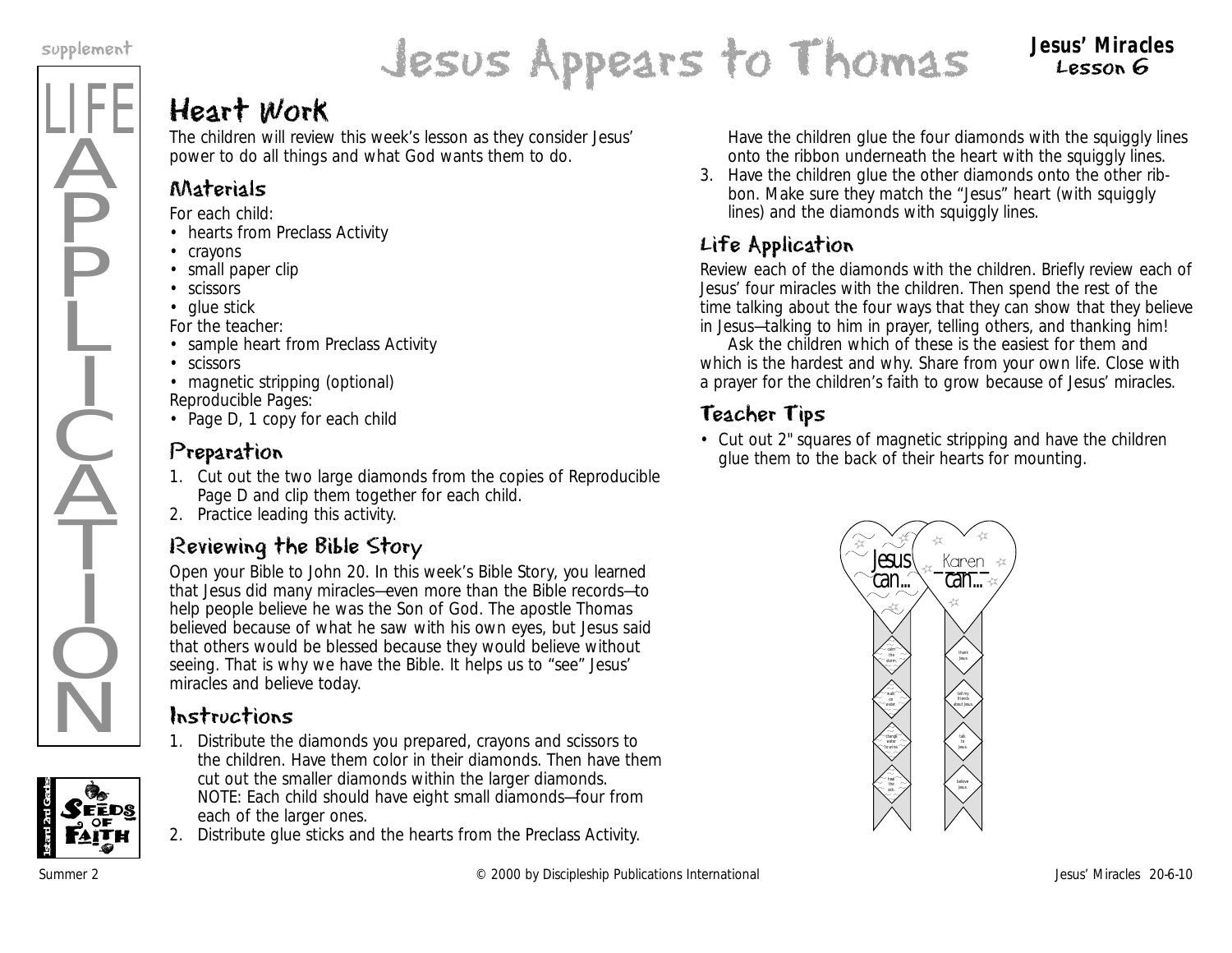# Jesus Appears to Thomas

## Heart Work

The children will review this week's lesson as they consider Jesus' power to do all things and what God wants them to do.

### Materials

For each child:

- hearts from Preclass Activity
- crayons
- small paper clip
- scissors
- glue stick

For the teacher:

- sample heart from Preclass Activity
- scissors
- magnetic stripping (optional)

Reproducible Pages:

- Page D, 1 copy for each child

### Preparation

1. Cut out the two large diamonds from the copies of Reproducible Page D and clip them together for each child.
2. Practice leading this activity.

### Reviewing the Bible Story

Open your Bible to John 20. In this week's Bible Story, you learned that Jesus did many miracles—even more than the Bible records—to help people believe he was the Son of God. The apostle Thomas believed because of what he saw with his own eyes, but Jesus said that others would be blessed because they would believe without seeing. That is why we have the Bible. It helps us to "see" Jesus' miracles and believe today.

### Instructions

1. Distribute the diamonds you prepared, crayons and scissors to the children. Have them color in their diamonds. Then have them cut out the smaller diamonds within the larger diamonds. NOTE: Each child should have eight small diamonds—four from each of the larger ones.
2. Distribute glue sticks and the hearts from the Preclass Activity. Have the children glue the four diamonds with the squiggly lines onto the ribbon underneath the heart with the squiggly lines.
3. Have the children glue the other diamonds onto the other ribbon. Make sure they match the "Jesus" heart (with squiggly lines) and the diamonds with squiggly lines.

### Life Application

Review each of the diamonds with the children. Briefly review each of Jesus' four miracles with the children. Then spend the rest of the time talking about the four ways that they can show that they believe in Jesus—talking to him in prayer, telling others, and thanking him!

Ask the children which of these is the easiest for them and which is the hardest and why. Share from your own life. Close with a prayer for the children's faith to grow because of Jesus' miracles.

### Teacher Tips

- Cut out 2" squares of magnetic stripping and have the children glue them to the back of their hearts for mounting.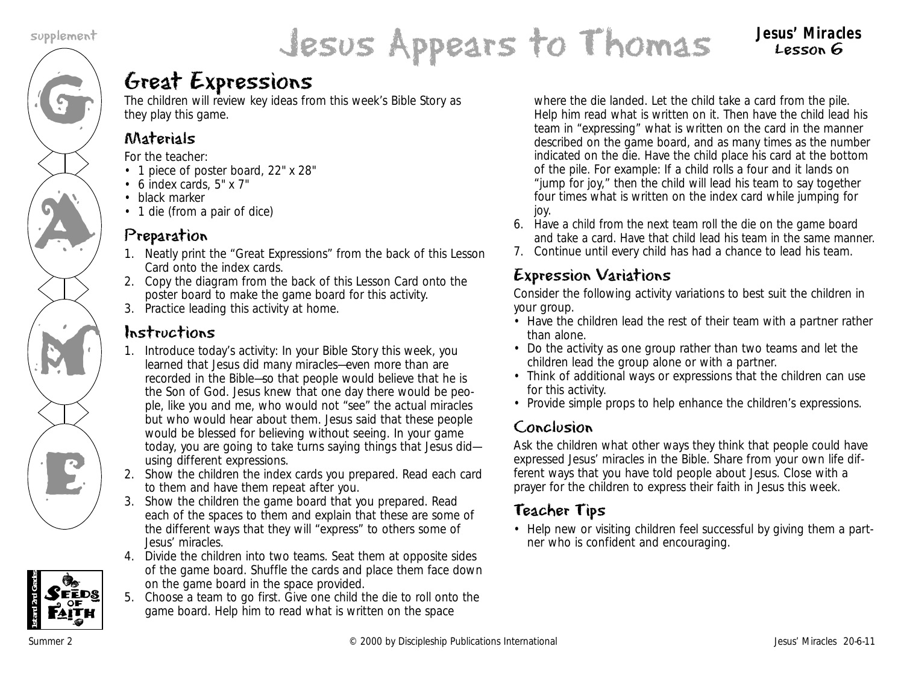# Jesus Appears to Thomas

**Jesus' Miracles**
**Lesson 6**

## Great Expressions

The children will review key ideas from this week's Bible Story as they play this game.

### Materials

For the teacher:

- 1 piece of poster board, 22" x 28"
- 6 index cards, 5" x 7"
- black marker
- 1 die (from a pair of dice)

### Preparation

1. Neatly print the "Great Expressions" from the back of this Lesson Card onto the index cards.
2. Copy the diagram from the back of this Lesson Card onto the poster board to make the game board for this activity.
3. Practice leading this activity at home.

### Instructions

1. Introduce today's activity: In your Bible Story this week, you learned that Jesus did many miracles—even more than are recorded in the Bible—so that people would believe that he is the Son of God. Jesus knew that one day there would be people, like you and me, who would not "see" the actual miracles but who would hear about them. Jesus said that these people would be blessed for believing without seeing. In your game today, you are going to take turns saying things that Jesus did—using different expressions.
2. Show the children the index cards you prepared. Read each card to them and have them repeat after you.
3. Show the children the game board that you prepared. Read each of the spaces to them and explain that these are some of the different ways that they will "express" to others some of Jesus' miracles.
4. Divide the children into two teams. Seat them at opposite sides of the game board. Shuffle the cards and place them face down on the game board in the space provided.
5. Choose a team to go first. Give one child the die to roll onto the game board. Help him to read what is written on the space where the die landed. Let the child take a card from the pile. Help him read what is written on it. Then have the child lead his team in "expressing" what is written on the card in the manner described on the game board, and as many times as the number indicated on the die. Have the child place his card at the bottom of the pile. For example: If a child rolls a four and it lands on "jump for joy," then the child will lead his team to say together four times what is written on the index card while jumping for joy.
6. Have a child from the next team roll the die on the game board and take a card. Have that child lead his team in the same manner.
7. Continue until every child has had a chance to lead his team.

### Expression Variations

Consider the following activity variations to best suit the children in your group.

- Have the children lead the rest of their team with a partner rather than alone.
- Do the activity as one group rather than two teams and let the children lead the group alone or with a partner.
- Think of additional ways or expressions that the children can use for this activity.
- Provide simple props to help enhance the children's expressions.

### Conclusion

Ask the children what other ways they think that people could have expressed Jesus' miracles in the Bible. Share from your own life different ways that you have told people about Jesus. Close with a prayer for the children to express their faith in Jesus this week.

### Teacher Tips

- Help new or visiting children feel successful by giving them a partner who is confident and encouraging.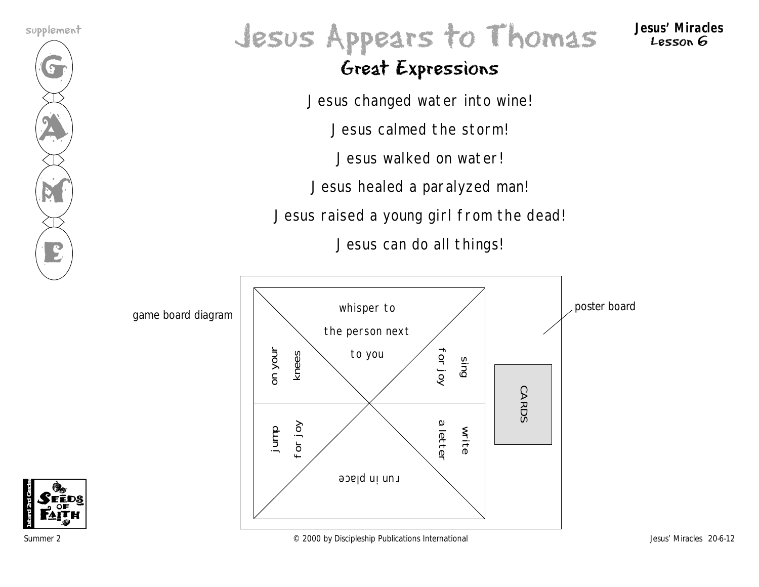# Jesus Appears to Thomas

## Great Expressions

Jesus changed water into wine!

Jesus calmed the storm!

Jesus walked on water!

Jesus healed a paralyzed man!

Jesus raised a young girl from the dead!

Jesus can do all things!

game board diagram

poster board

whisper to the person next to you

on your knees

sing for joy

jump for joy

write a letter

run in place

CARDS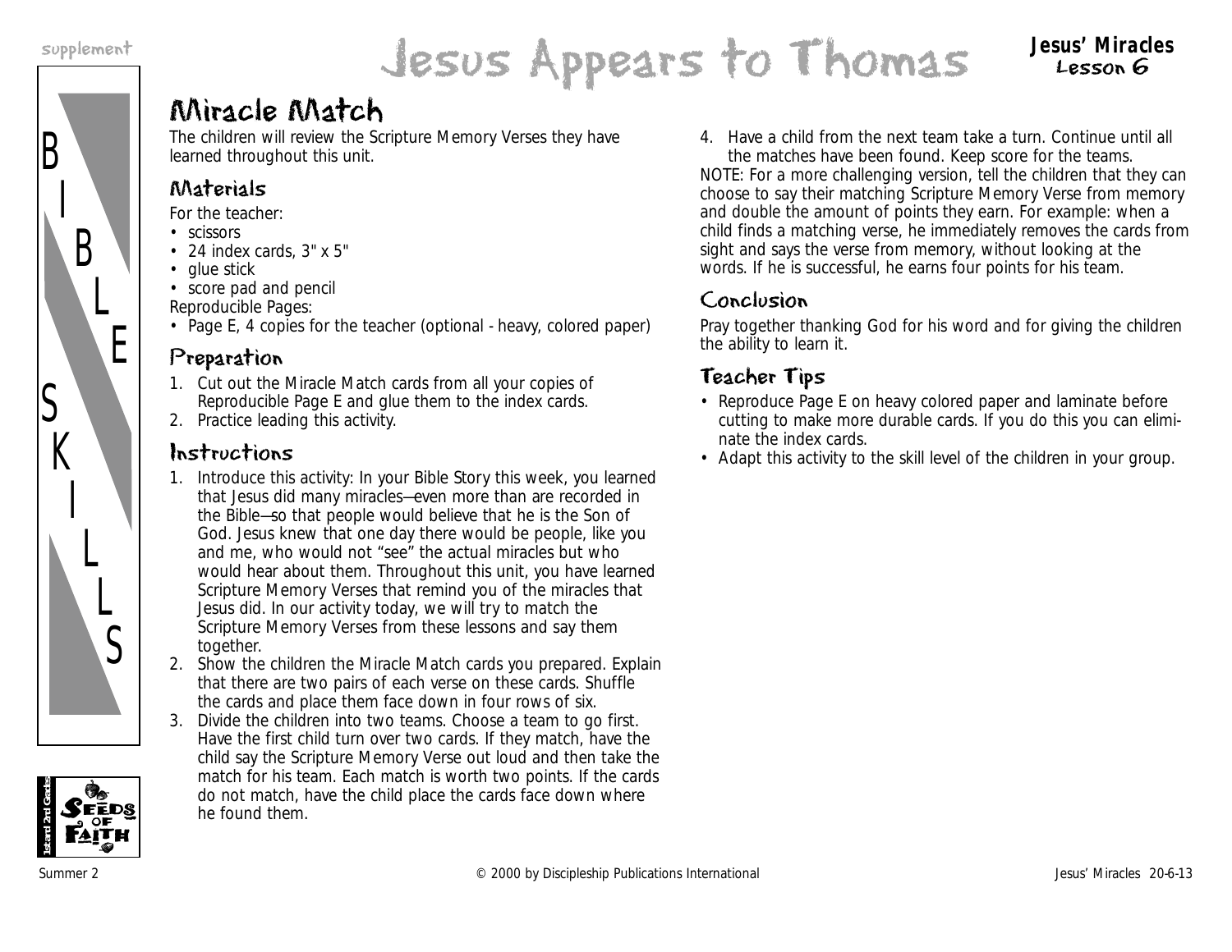# Jesus Appears to Thomas

## Miracle Match

The children will review the Scripture Memory Verses they have learned throughout this unit.

### Materials

For the teacher:

- scissors
- 24 index cards, 3" x 5"
- glue stick
- score pad and pencil

Reproducible Pages:

- Page E, 4 copies for the teacher (optional - heavy, colored paper)

### Preparation

1. Cut out the Miracle Match cards from all your copies of Reproducible Page E and glue them to the index cards.
2. Practice leading this activity.

### Instructions

1. Introduce this activity: In your Bible Story this week, you learned that Jesus did many miracles—even more than are recorded in the Bible—so that people would believe that he is the Son of God. Jesus knew that one day there would be people, like you and me, who would not "see" the actual miracles but who would hear about them. Throughout this unit, you have learned Scripture Memory Verses that remind you of the miracles that Jesus did. In our activity today, we will try to match the Scripture Memory Verses from these lessons and say them together.
2. Show the children the Miracle Match cards you prepared. Explain that there are two pairs of each verse on these cards. Shuffle the cards and place them face down in four rows of six.
3. Divide the children into two teams. Choose a team to go first. Have the first child turn over two cards. If they match, have the child say the Scripture Memory Verse out loud and then take the match for his team. Each match is worth two points. If the cards do not match, have the child place the cards face down where he found them.
4. Have a child from the next team take a turn. Continue until all the matches have been found. Keep score for the teams.

NOTE: For a more challenging version, tell the children that they can choose to say their matching Scripture Memory Verse from memory and double the amount of points they earn. For example: when a child finds a matching verse, he immediately removes the cards from sight and says the verse from memory, without looking at the words. If he is successful, he earns four points for his team.

### Conclusion

Pray together thanking God for his word and for giving the children the ability to learn it.

### Teacher Tips

- Reproduce Page E on heavy colored paper and laminate before cutting to make more durable cards. If you do this you can eliminate the index cards.
- Adapt this activity to the skill level of the children in your group.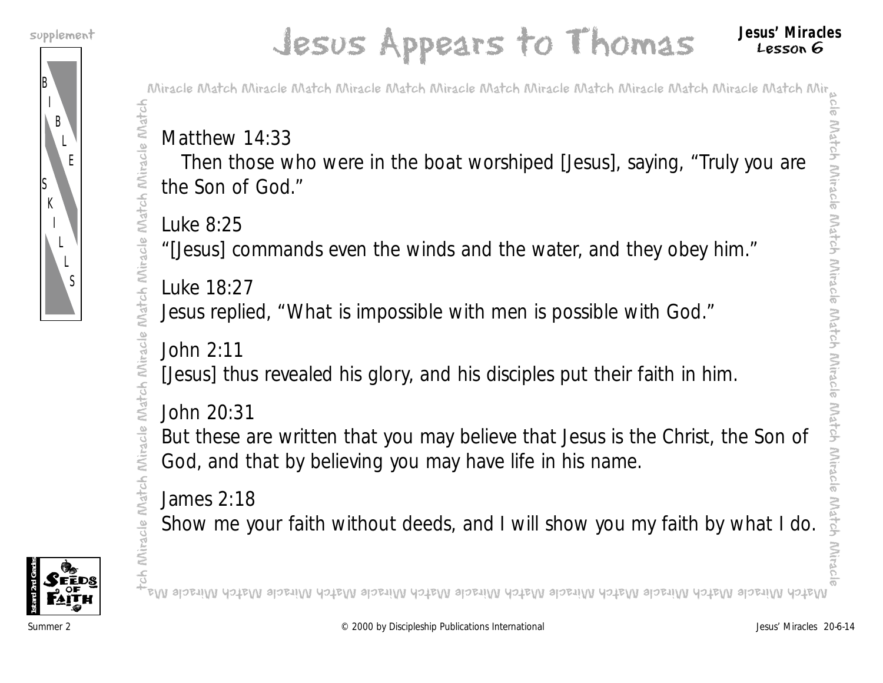# Jesus Appears to Thomas

Matthew 14:33

Then those who were in the boat worshiped [Jesus], saying, "Truly you are the Son of God."

Luke 8:25

"[Jesus] commands even the winds and the water, and they obey him."

Luke 18:27

Jesus replied, "What is impossible with men is possible with God."

John 2:11

[Jesus] thus revealed his glory, and his disciples put their faith in him.

John 20:31

But these are written that you may believe that Jesus is the Christ, the Son of God, and that by believing you may have life in his name.

James 2:18

Show me your faith without deeds, and I will show you my faith by what I do.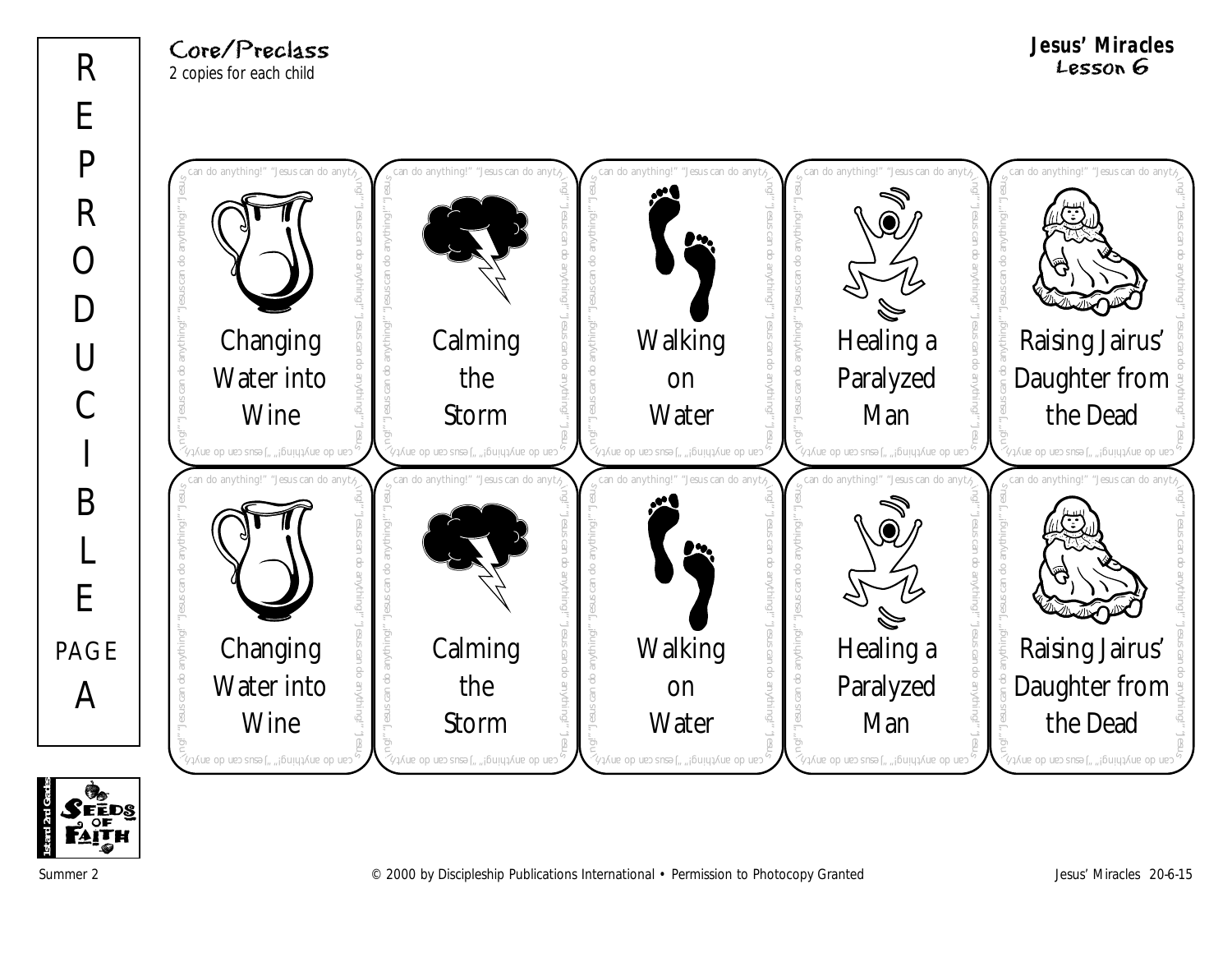**REPRODUCIBLE PAGE A**

**Core/Preclass**

*2 copies for each child*

**Jesus' Miracles**
**Lesson 6**

| Changing Water into Wine | Calming the Storm | Walking on Water | Healing a Paralyzed Man | Raising Jairus' Daughter from the Dead |
|---|---|---|---|---|
| Changing Water into Wine | Calming the Storm | Walking on Water | Healing a Paralyzed Man | Raising Jairus' Daughter from the Dead |

Each card border: "Jesus can do anything!" "Jesus can do anything!"

© 2000 by Discipleship Publications International • Permission to Photocopy Granted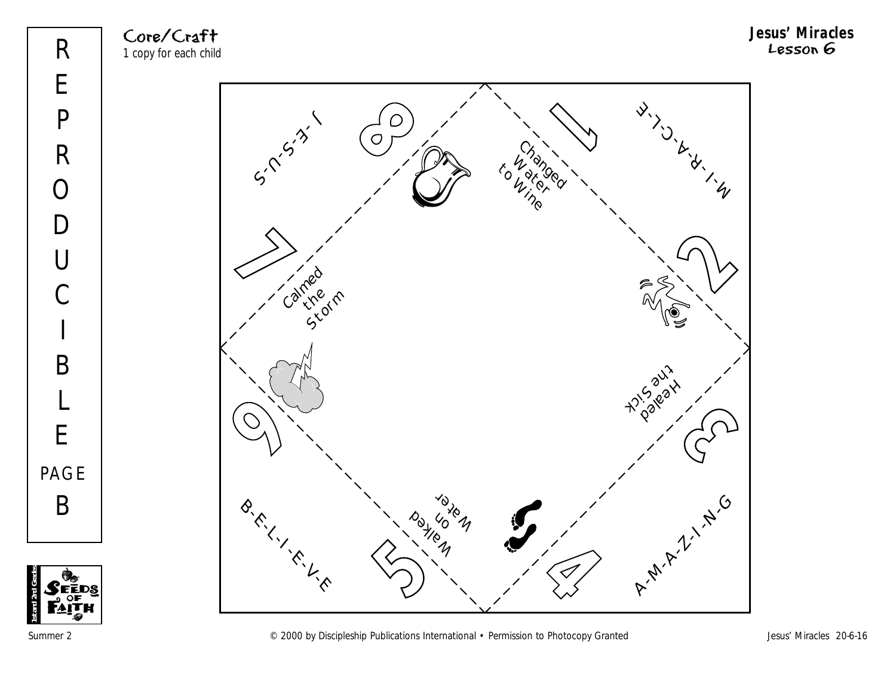REPRODUCIBLE PAGE B

Core/Craft
*1 copy for each child*

**Jesus' Miracles**
Lesson 6

J-E-S-U-S

8

Changed Water to Wine

1

M-I-R-A-C-L-E

7

Calmed the Storm

2

Healed the Sick

6

3

B-E-L-I-E-V-E

Walked on Water

5

4

A-M-A-Z-I-N-G

© 2000 by Discipleship Publications International • Permission to Photocopy Granted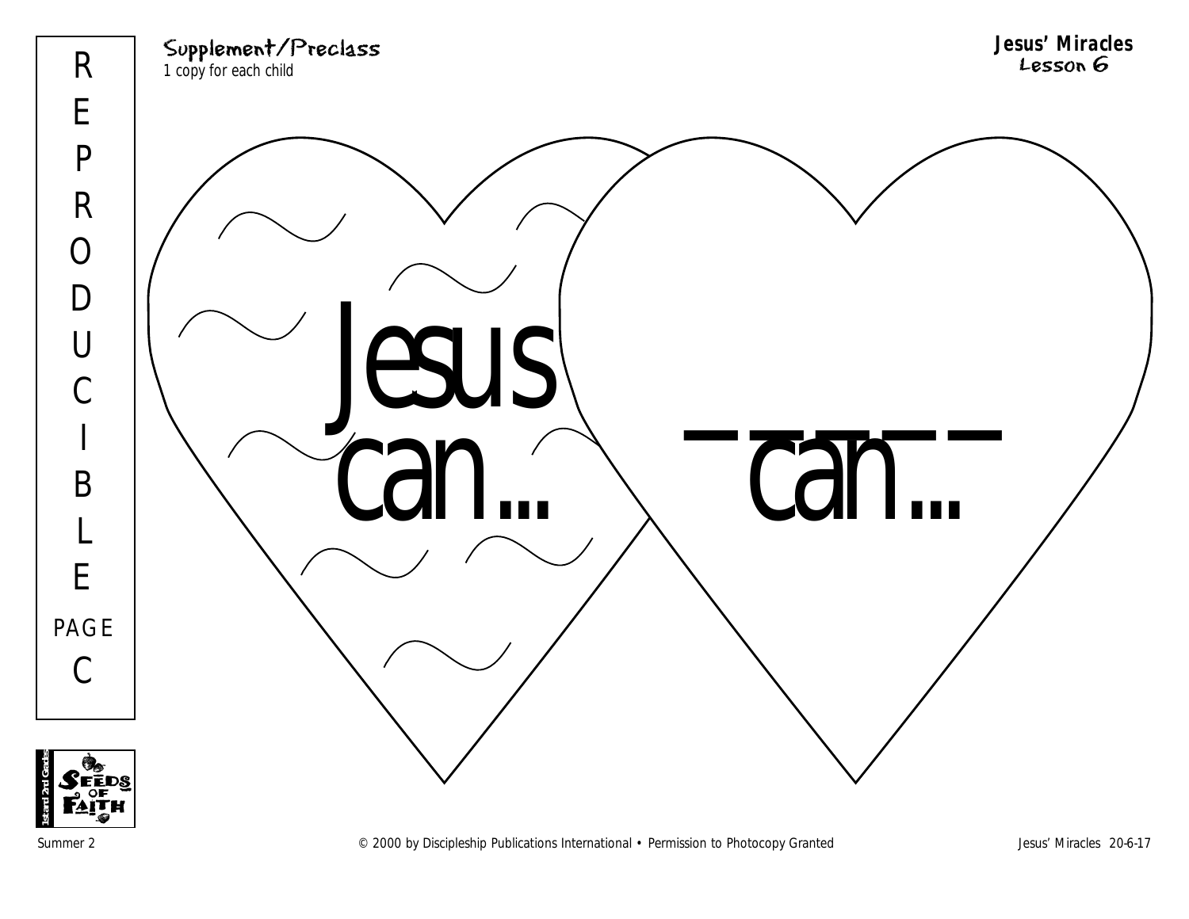REPRODUCIBLE PAGE C

Supplement/Preclass
1 copy for each child

Jesus' Miracles
Lesson 6

Jesus can...

______ can...

Summer 2

© 2000 by Discipleship Publications International • Permission to Photocopy Granted

Jesus' Miracles 20-6-17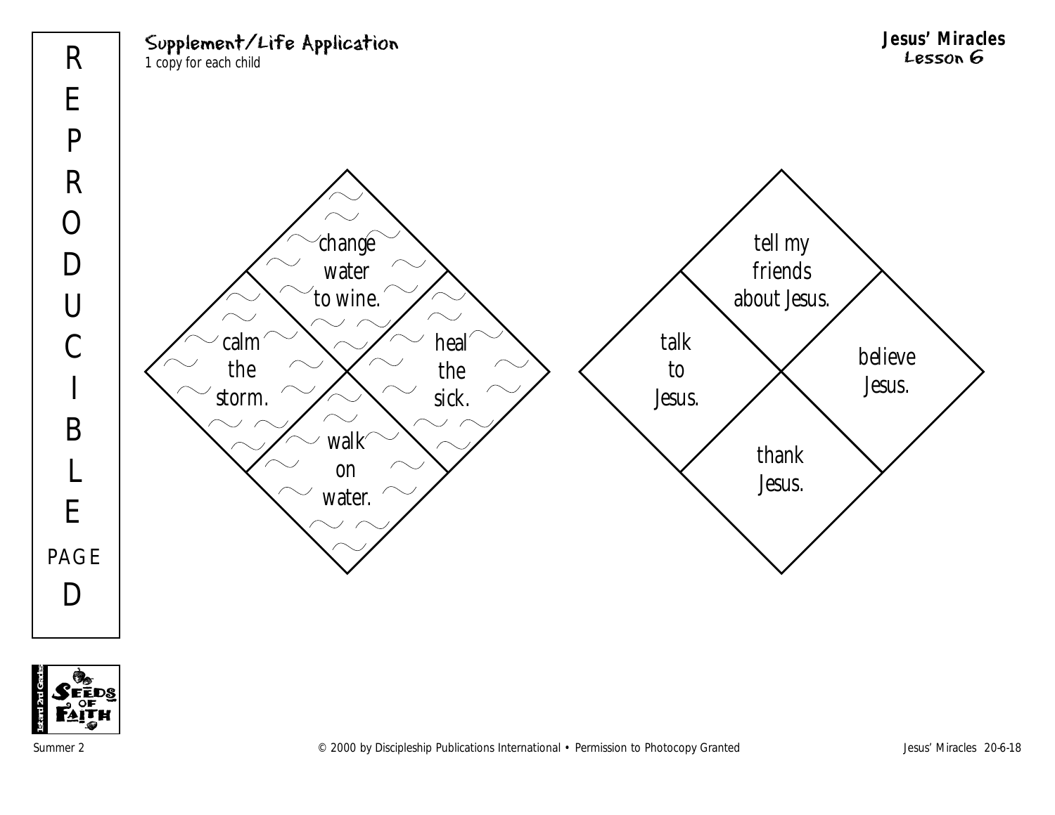REPRODUCIBLE PAGE D

## Supplement/Life Application

1 copy for each child

**Jesus' Miracles**
**Lesson 6**

change water to wine.

calm the storm.

heal the sick.

walk on water.

tell my friends about Jesus.

talk to Jesus.

believe Jesus.

thank Jesus.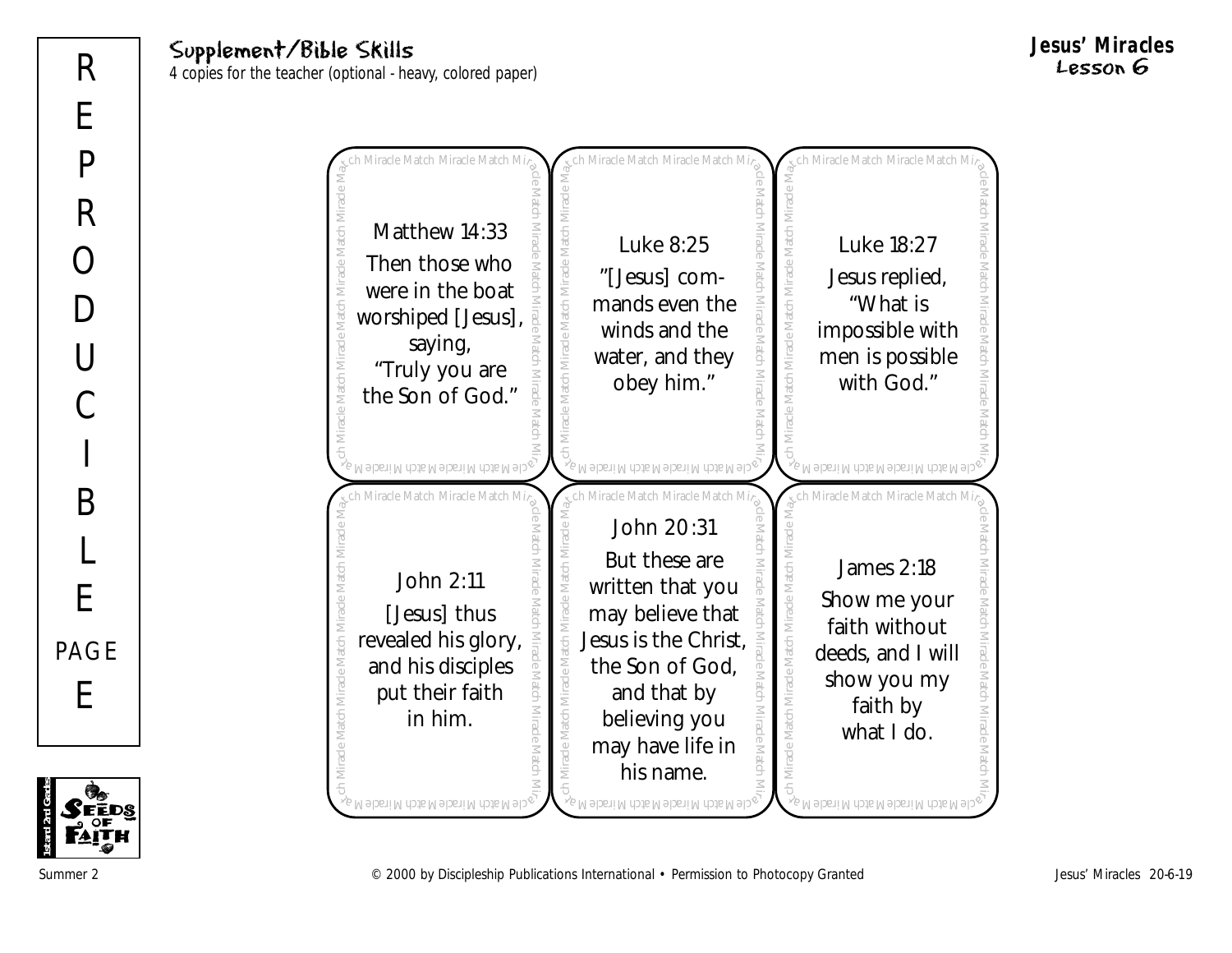## Supplement/Bible Skills

*4 copies for the teacher (optional - heavy, colored paper)*

**Jesus' Miracles**
**Lesson 6**

REPRODUCIBLE PAGE E

Matthew 14:33
Then those who were in the boat worshiped [Jesus], saying, "Truly you are the Son of God."

Luke 8:25
"[Jesus] commands even the winds and the water, and they obey him."

Luke 18:27
Jesus replied, "What is impossible with men is possible with God."

John 2:11
[Jesus] thus revealed his glory, and his disciples put their faith in him.

John 20:31
But these are written that you may believe that Jesus is the Christ, the Son of God, and that by believing you may have life in his name.

James 2:18
Show me your faith without deeds, and I will show you my faith by what I do.

© 2000 by Discipleship Publications International • Permission to Photocopy Granted